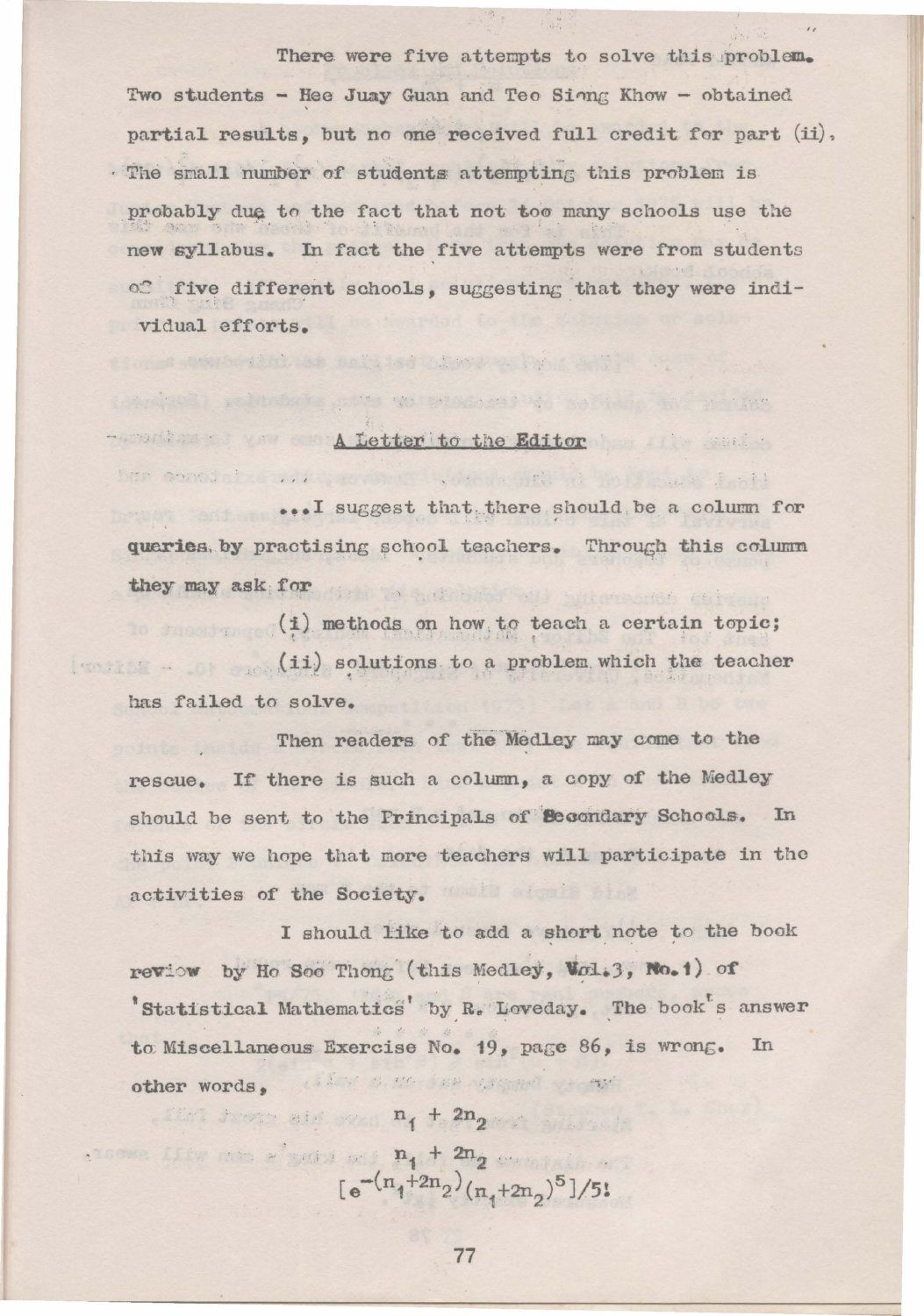There were five attempts to solve this problem. Two students - Hee Juay Guan and Teo Siong Khow - obtained partial results, but no one received full credit for part (ii). The small number of students attempting this problem is probably due to the fact that not too many schools use the new syllabus. In fact the five attempts were from students of five different schools, suggesting that they were individual efforts.

## A Letter to the Editor

...I suggest that there should be a column for queries by practising school teachers. Through this column they may ask for

(i) methods on how to teach a certain topic;

(ii) solutions to a problem which the teacher has failed to solve.

Then readers of the Medley may come to the rescue. If there is such a column, a copy of the Medley should be sent to the Principals of Secondary Schools. In this way we hope that more teachers will participate in the activities of the Society.

I should like to add a short note to the book review by Ho Soo Thong (this Medley, Vol.3, No.1) of 'Statistical Mathematics' by R. Loveday. The book's answer to Miscellaneous Exercise No. 19, page 86, is wrong. In other words,

$$n_1 + 2n_2$$

$$n_1 + 2n_2$$

$$[e^{-(n_1+2n_2)}(n_1+2n_2)^5]/5!$$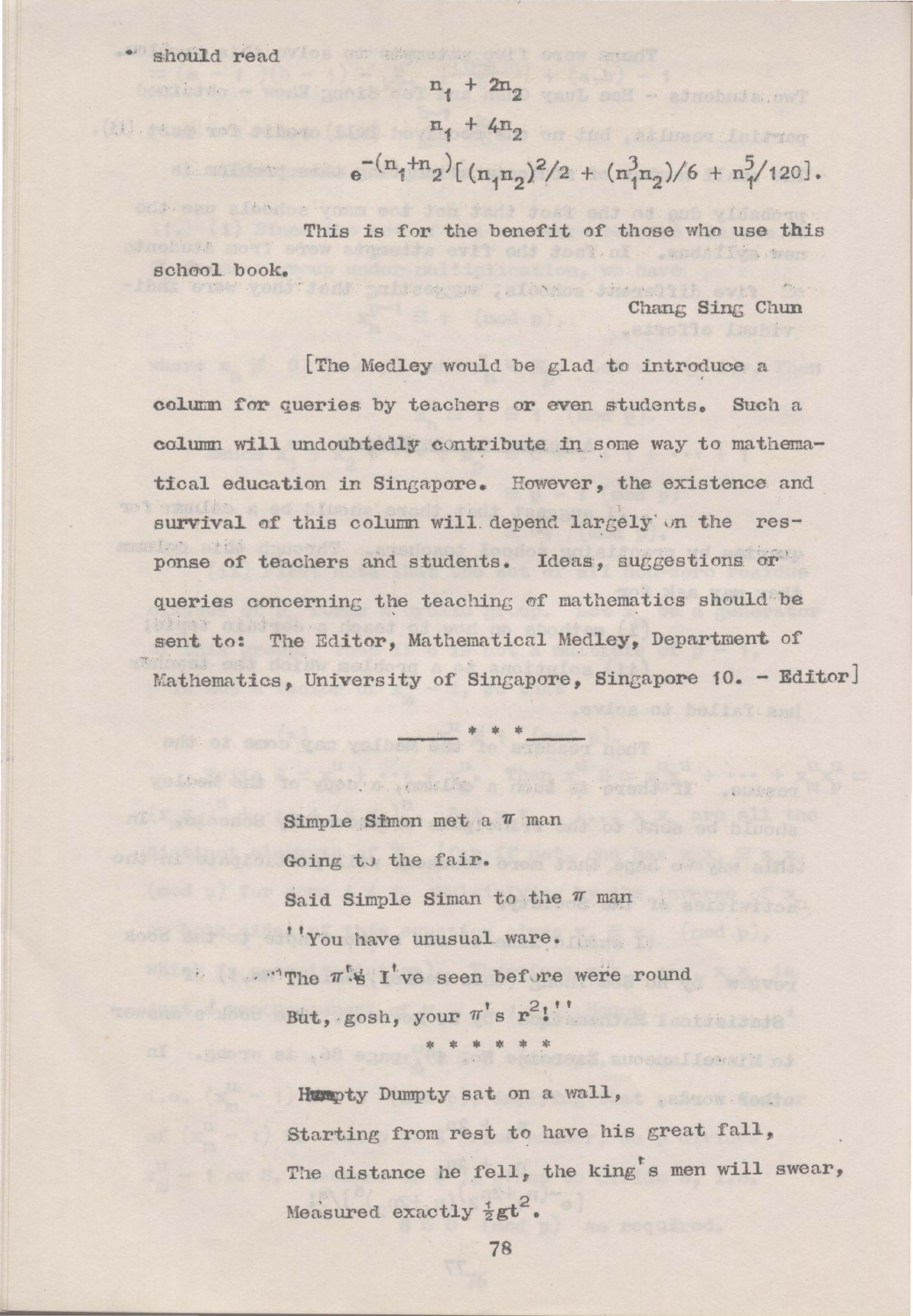should read

$$n_1 + 2n_2$$

$$n_1 + 4n_2$$

$$e^{-(n_1+n_2)}[(n_1n_2)^2/2 + (n_1^3n_2)/6 + n_1^5/120].$$

This is for the benefit of those who use this school book.

Chang Sing Chun

[The Medley would be glad to introduce a column for queries by teachers or even students. Such a column will undoubtedly contribute in some way to mathematical education in Singapore. However, the existence and survival of this column will depend largely on the response of teachers and students. Ideas, suggestions or queries concerning the teaching of mathematics should be sent to: The Editor, Mathematical Medley, Department of Mathematics, University of Singapore, Singapore 10. - Editor]

\* \* \*

Simple Simon met a $\pi$ man  
Going to the fair.  
Said Simple Simon to the $\pi$ man  
''You have unusual ware.  
''The $\pi$'s I've seen before were round  
But, gosh, your $\pi$'s $r^2$!''

\* \* \* \* \* \*

Humpty Dumpty sat on a wall,  
Starting from rest to have his great fall,  
The distance he fell, the king's men will swear,  
Measured exactly $\frac{1}{2}gt^2$.